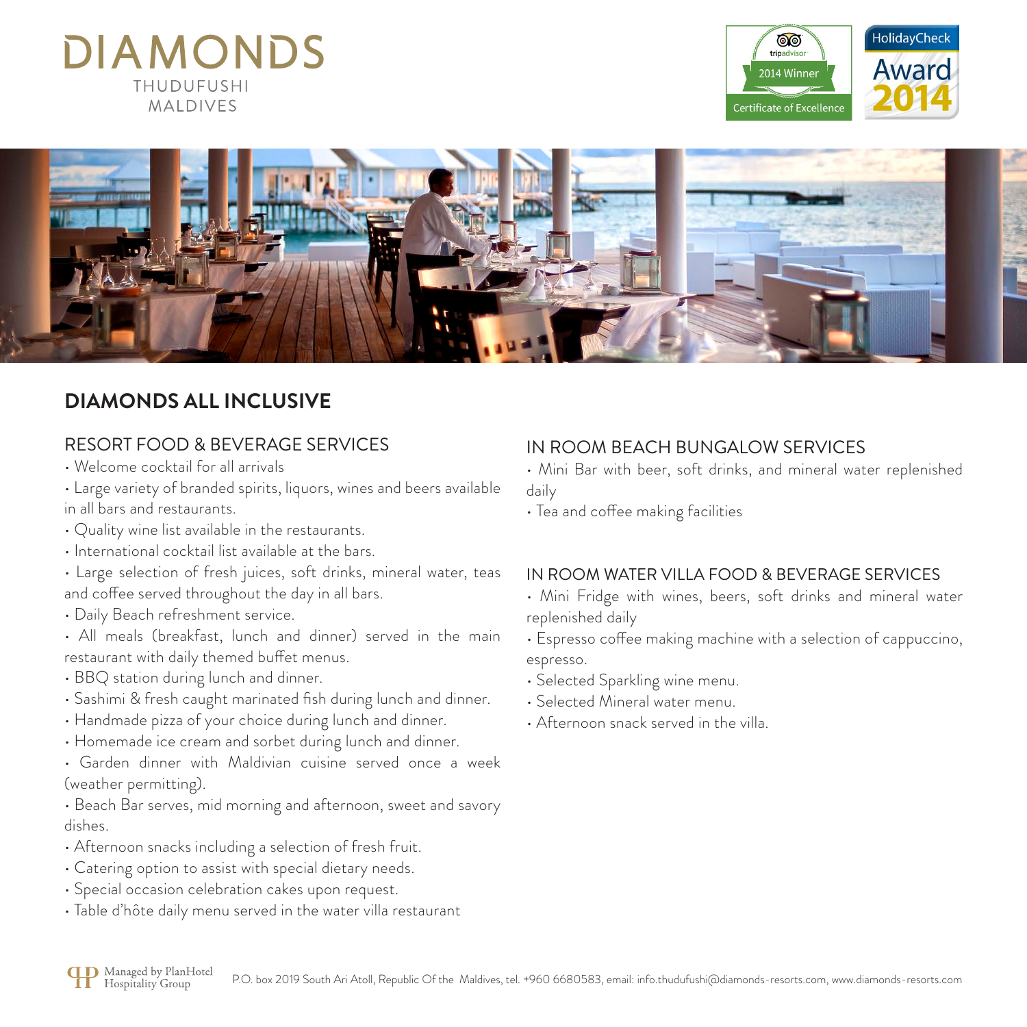# DIAMONDS

THUDUFUSHI
MALDIVES

## DIAMONDS ALL INCLUSIVE

### RESORT FOOD & BEVERAGE SERVICES

- Welcome cocktail for all arrivals
- Large variety of branded spirits, liquors, wines and beers available in all bars and restaurants.
- Quality wine list available in the restaurants.
- International cocktail list available at the bars.
- Large selection of fresh juices, soft drinks, mineral water, teas and coffee served throughout the day in all bars.
- Daily Beach refreshment service.
- All meals (breakfast, lunch and dinner) served in the main restaurant with daily themed buffet menus.
- BBQ station during lunch and dinner.
- Sashimi & fresh caught marinated fish during lunch and dinner.
- Handmade pizza of your choice during lunch and dinner.
- Homemade ice cream and sorbet during lunch and dinner.
- Garden dinner with Maldivian cuisine served once a week (weather permitting).
- Beach Bar serves, mid morning and afternoon, sweet and savory dishes.
- Afternoon snacks including a selection of fresh fruit.
- Catering option to assist with special dietary needs.
- Special occasion celebration cakes upon request.
- Table d'hôte daily menu served in the water villa restaurant

### IN ROOM BEACH BUNGALOW SERVICES

- Mini Bar with beer, soft drinks, and mineral water replenished daily
- Tea and coffee making facilities

### IN ROOM WATER VILLA FOOD & BEVERAGE SERVICES

- Mini Fridge with wines, beers, soft drinks and mineral water replenished daily
- Espresso coffee making machine with a selection of cappuccino, espresso.
- Selected Sparkling wine menu.
- Selected Mineral water menu.
- Afternoon snack served in the villa.

Managed by PlanHotel Hospitality Group

P.O. box 2019 South Ari Atoll, Republic Of the Maldives, tel. +960 6680583, email: info.thudufushi@diamonds-resorts.com, www.diamonds-resorts.com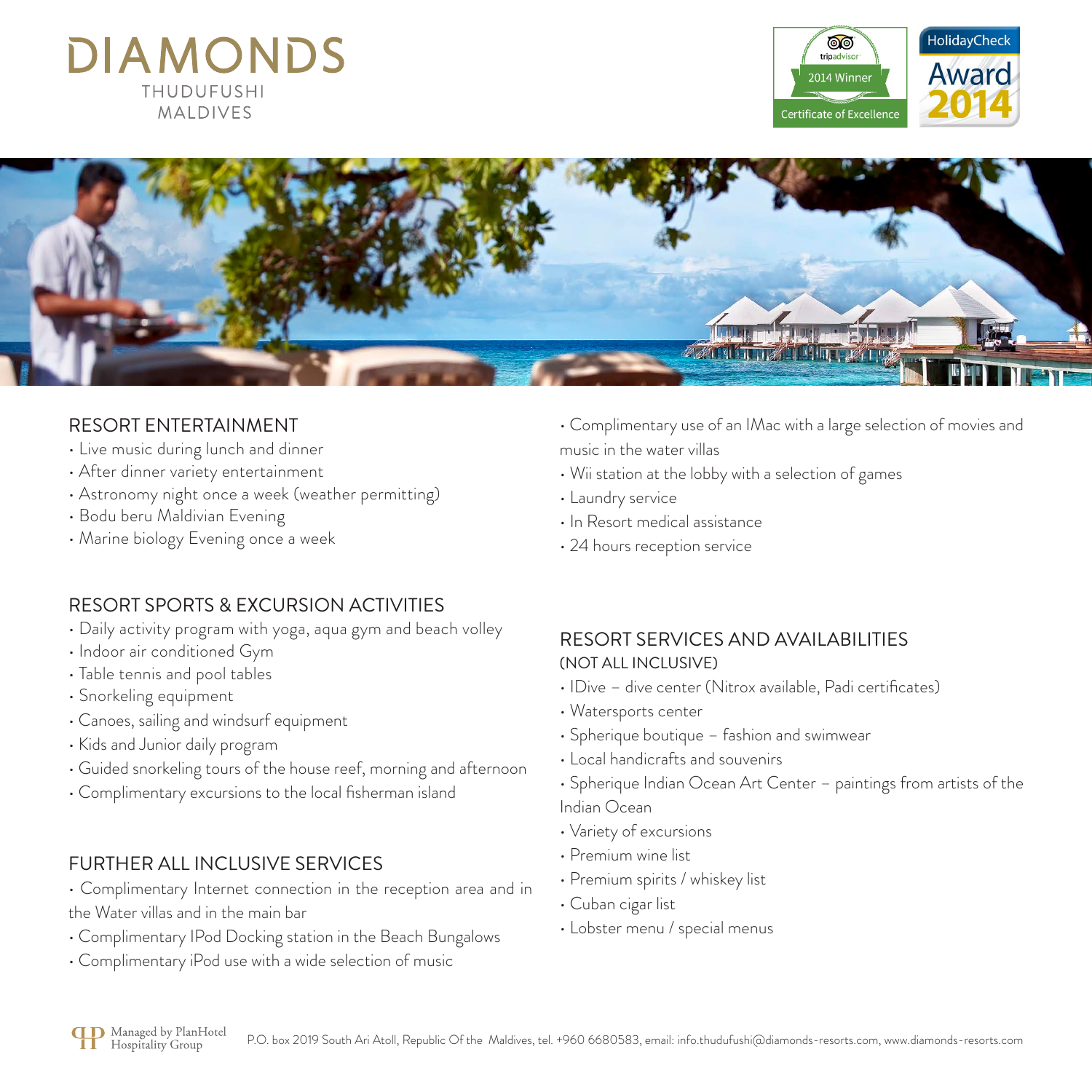# DIAMONDS

THUDUFUSHI
MALDIVES

tripadvisor 2014 Winner Certificate of Excellence

HolidayCheck Award 2014

## RESORT ENTERTAINMENT

- Live music during lunch and dinner
- After dinner variety entertainment
- Astronomy night once a week (weather permitting)
- Bodu beru Maldivian Evening
- Marine biology Evening once a week

## RESORT SPORTS & EXCURSION ACTIVITIES

- Daily activity program with yoga, aqua gym and beach volley
- Indoor air conditioned Gym
- Table tennis and pool tables
- Snorkeling equipment
- Canoes, sailing and windsurf equipment
- Kids and Junior daily program
- Guided snorkeling tours of the house reef, morning and afternoon
- Complimentary excursions to the local fisherman island

## FURTHER ALL INCLUSIVE SERVICES

- Complimentary Internet connection in the reception area and in the Water villas and in the main bar
- Complimentary IPod Docking station in the Beach Bungalows
- Complimentary iPod use with a wide selection of music
- Complimentary use of an IMac with a large selection of movies and music in the water villas
- Wii station at the lobby with a selection of games
- Laundry service
- In Resort medical assistance
- 24 hours reception service

## RESORT SERVICES AND AVAILABILITIES

(NOT ALL INCLUSIVE)

- IDive – dive center (Nitrox available, Padi certificates)
- Watersports center
- Spherique boutique – fashion and swimwear
- Local handicrafts and souvenirs
- Spherique Indian Ocean Art Center – paintings from artists of the Indian Ocean
- Variety of excursions
- Premium wine list
- Premium spirits / whiskey list
- Cuban cigar list
- Lobster menu / special menus

Managed by PlanHotel Hospitality Group

P.O. box 2019 South Ari Atoll, Republic Of the Maldives, tel. +960 6680583, email: info.thudufushi@diamonds-resorts.com, www.diamonds-resorts.com